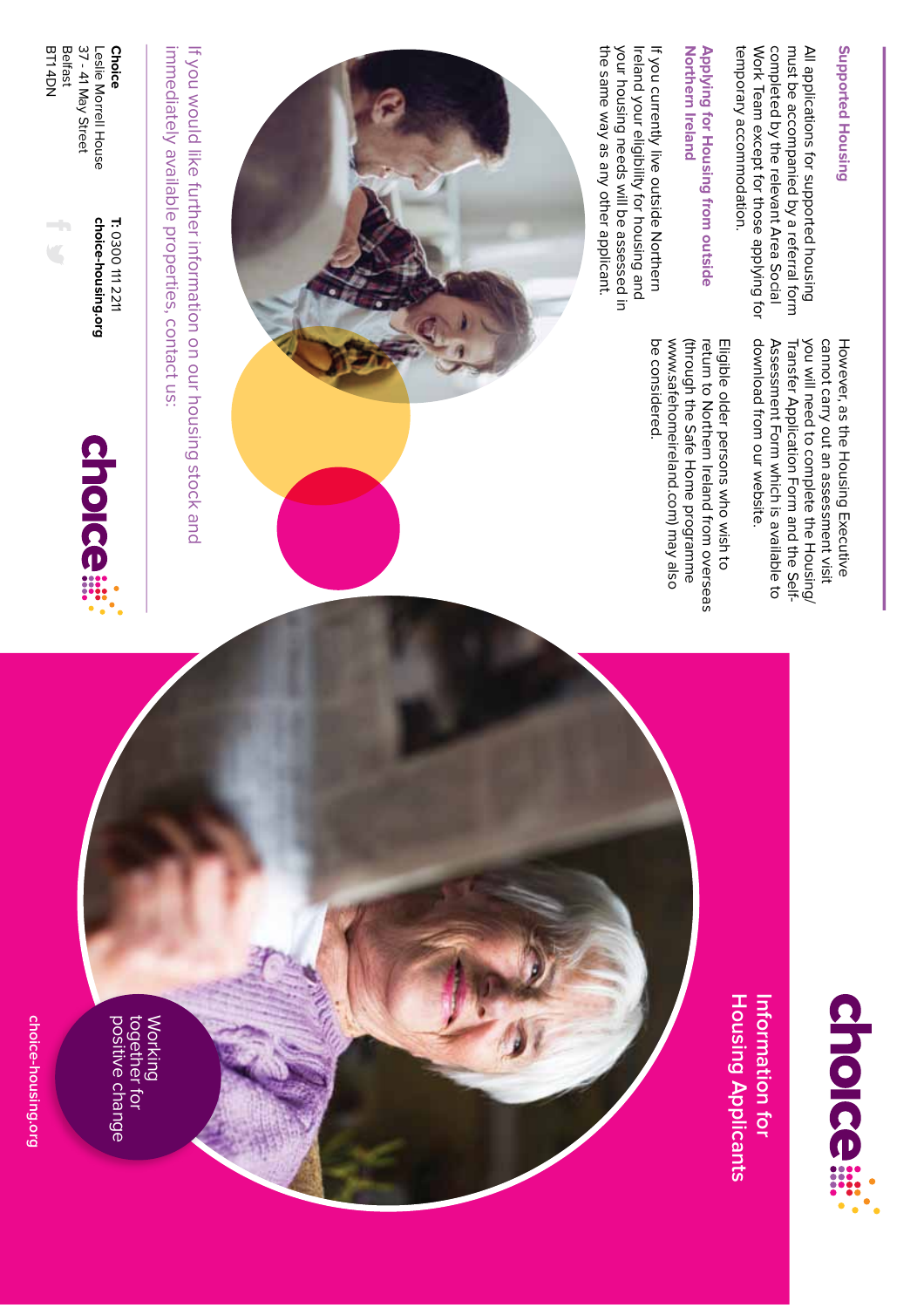## Supported Housing

All applications for supported housing must be accompanied by a referral from completed by the relevant Area Social Work Team except for those applying for temporary accommodation.

## Applying for Housing from outside Northern Ireland

If you currently live outside Northern Ireland your eligibility for housing and your housing needs will be assessed in the same way as any other applicant.

However, as the Housing Executive cannot carry out an assessment visit you will need to complete the Housing/ Transfer Application Form and the Self-Assessment Form which is available to download from our website.

Eligible older persons who wish to return to Northern Ireland from overseas (through the Safe Home programme www.safehomeireland.com) may also be considered.

If you would like further information on our housing stock and immediately available properties, contact us:

**Choice**
Leslie Morrell House
37 - 41 May Street
Belfast
BT1 4DN

**T:** 0300 111 2211
**choice-housing.org**

choice

# Information for Housing Applicants

Working together for positive change

choice-housing.org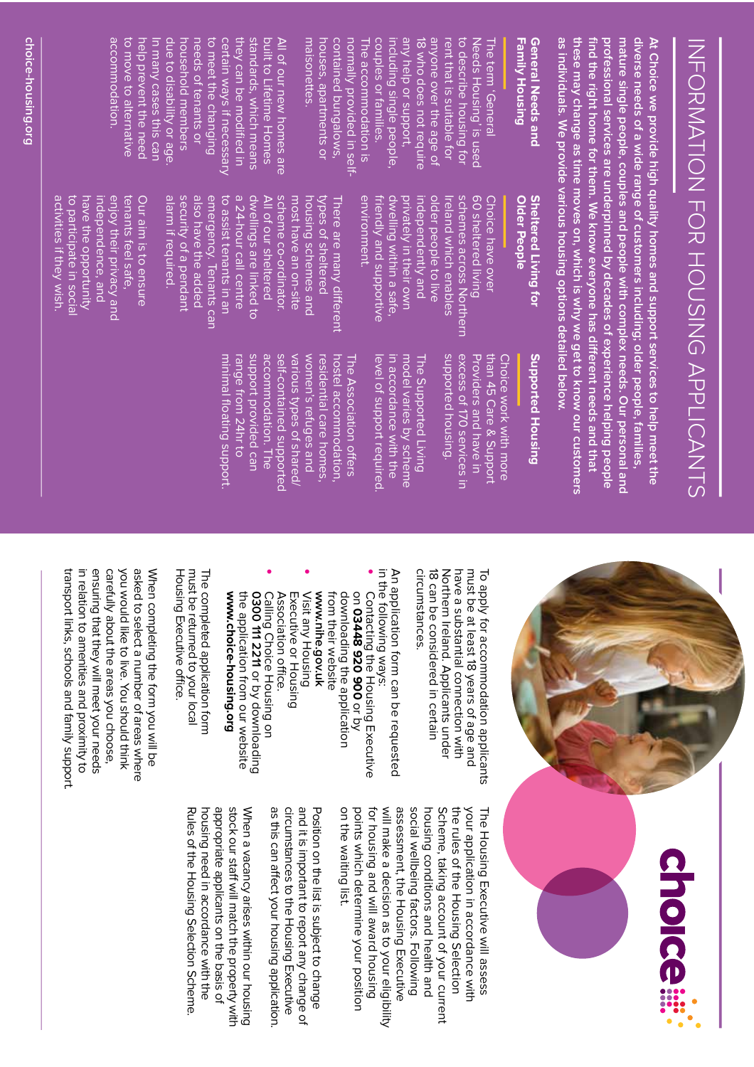# INFORMATION FOR HOUSING APPLICANTS

**At Choice we provide high quality homes and support services to help meet the diverse needs of a wide range of customers including; older people, families, mature single people, couples and people with complex needs. Our personal and professional services are underpinned by decades of experience helping people find the right home for them. We know everyone has different needs and that these may change as time moves on, which is why we get to know our customers as individuals. We provide various housing options detailed below.**

## General Needs and Family Housing

The term 'General Needs Housing' is used to describe housing for rent that is suitable for anyone over the age of 18 who does not require any help or support, including single people, couples or families. The accommodation is normally provided in self-contained bungalows, houses, apartments or maisonettes.

All of our new homes are built to Lifetime Homes standards, which means they can be modified in certain ways if necessary to meet the changing needs of tenants or household members due to disability or age. In many cases this can help prevent the need to move to alternative accommodation.

## Sheltered Living for Older People

Choice have over 60 sheltered living schemes across Northern Ireland which enables older people to live independently and privately in their own dwelling within a safe, friendly and supportive environment.

There are many different types of sheltered housing schemes and most have an on-site scheme co-ordinator. All of our sheltered dwellings are linked to a 24-hour call centre to assist tenants in an emergency. Tenants can also have the added security of a pendant alarm if required.

Our aim is to ensure tenants feel safe, enjoy their privacy and independence, and have the opportunity to participate in social activities if they wish.

## Supported Housing

Choice work with more than 45 Care & Support Providers and have in excess of 170 services in supported housing.

The Supported Living model varies by scheme in accordance with the level of support required.

The Association offers hostel accommodation, residential care homes, women's refuges and various types of shared/ self-contained supported accommodation. The support provided can range from 24hr to minimal floating support.

choice-housing.org

choice

To apply for accommodation applicants must be at least 18 years of age and have a substantial connection with Northern Ireland. Applicants under 18 can be considered in certain circumstances.

An application form can be requested in the following ways:

- Contacting the Housing Executive on **03448 920 900** or by downloading the application from their website **www.nihe.gov.uk**
- Visit any Housing Executive or Housing Association office.
- Calling Choice Housing on **0300 111 2211** or by downloading the application from our website **www.choice-housing.org**

The completed application form must be returned to your local Housing Executive office.

When completing the form you will be asked to select a number of areas where you would like to live. You should think carefully about the areas you choose, ensuring that they will meet your needs in relation to amenities and proximity to transport links, schools and family support.

The Housing Executive will assess your application in accordance with the rules of the Housing Selection Scheme, taking account of your current housing conditions and health and social wellbeing factors. Following assessment, the Housing Executive will make a decision as to your eligibility for housing and will award housing points which determine your position on the waiting list.

Position on the list is subject to change and it is important to report any change of circumstances to the Housing Executive as this can affect your housing application.

When a vacancy arises within our housing stock our staff will match the property with appropriate applicants on the basis of housing need in accordance with the Rules of the Housing Selection Scheme.